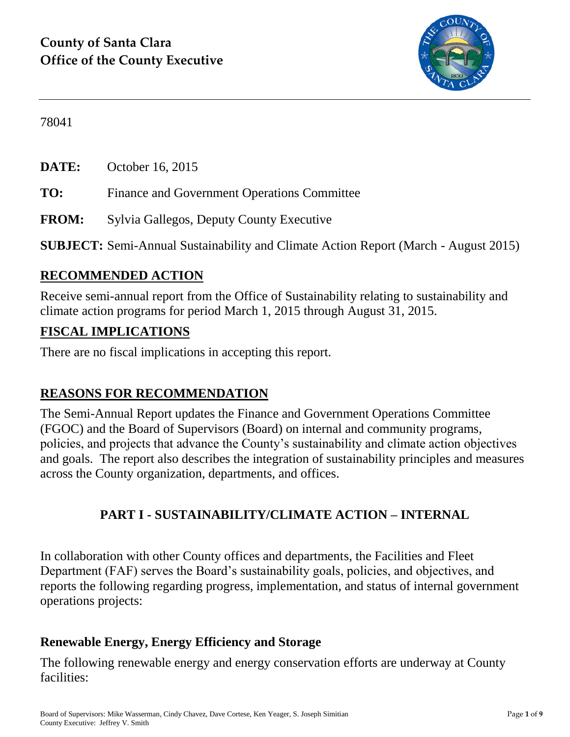# County of Santa Clara
# Office of the County Executive

78041

**DATE:** October 16, 2015

**TO:** Finance and Government Operations Committee

**FROM:** Sylvia Gallegos, Deputy County Executive

**SUBJECT:** Semi-Annual Sustainability and Climate Action Report (March - August 2015)

## RECOMMENDED ACTION

Receive semi-annual report from the Office of Sustainability relating to sustainability and climate action programs for period March 1, 2015 through August 31, 2015.

## FISCAL IMPLICATIONS

There are no fiscal implications in accepting this report.

## REASONS FOR RECOMMENDATION

The Semi-Annual Report updates the Finance and Government Operations Committee (FGOC) and the Board of Supervisors (Board) on internal and community programs, policies, and projects that advance the County's sustainability and climate action objectives and goals. The report also describes the integration of sustainability principles and measures across the County organization, departments, and offices.

## PART I - SUSTAINABILITY/CLIMATE ACTION – INTERNAL

In collaboration with other County offices and departments, the Facilities and Fleet Department (FAF) serves the Board's sustainability goals, policies, and objectives, and reports the following regarding progress, implementation, and status of internal government operations projects:

### Renewable Energy, Energy Efficiency and Storage

The following renewable energy and energy conservation efforts are underway at County facilities: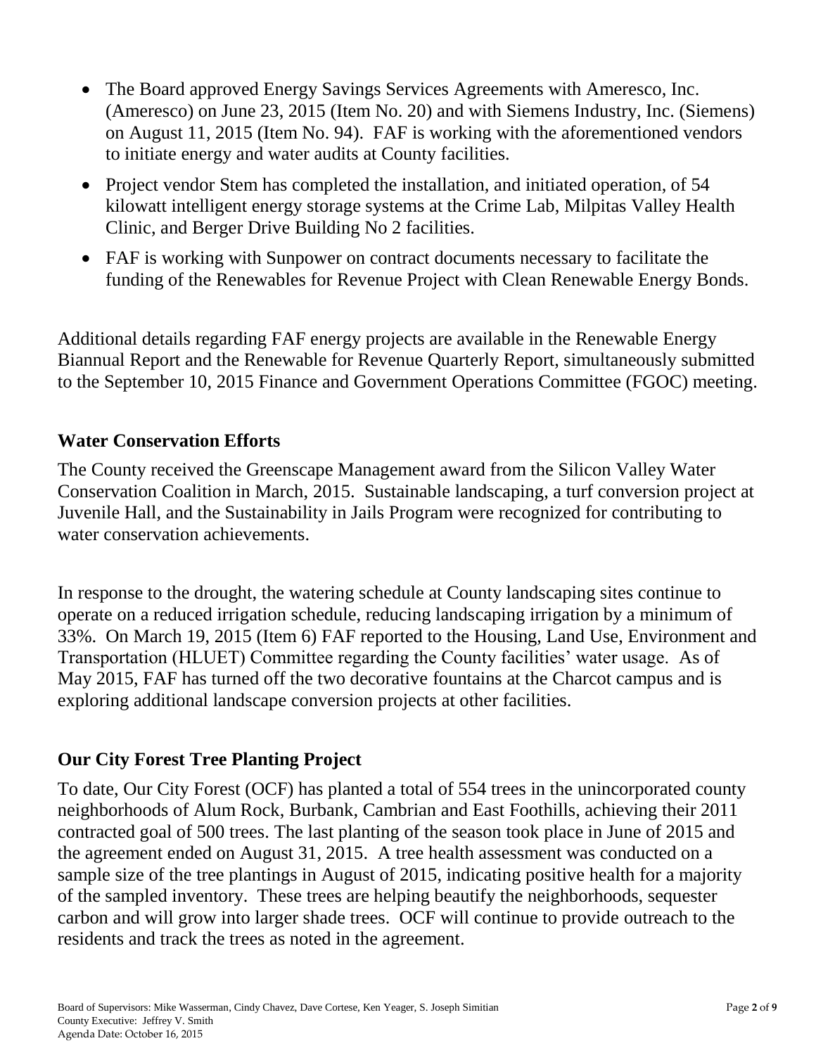- The Board approved Energy Savings Services Agreements with Ameresco, Inc. (Ameresco) on June 23, 2015 (Item No. 20) and with Siemens Industry, Inc. (Siemens) on August 11, 2015 (Item No. 94). FAF is working with the aforementioned vendors to initiate energy and water audits at County facilities.
- Project vendor Stem has completed the installation, and initiated operation, of 54 kilowatt intelligent energy storage systems at the Crime Lab, Milpitas Valley Health Clinic, and Berger Drive Building No 2 facilities.
- FAF is working with Sunpower on contract documents necessary to facilitate the funding of the Renewables for Revenue Project with Clean Renewable Energy Bonds.

Additional details regarding FAF energy projects are available in the Renewable Energy Biannual Report and the Renewable for Revenue Quarterly Report, simultaneously submitted to the September 10, 2015 Finance and Government Operations Committee (FGOC) meeting.

## Water Conservation Efforts

The County received the Greenscape Management award from the Silicon Valley Water Conservation Coalition in March, 2015. Sustainable landscaping, a turf conversion project at Juvenile Hall, and the Sustainability in Jails Program were recognized for contributing to water conservation achievements.

In response to the drought, the watering schedule at County landscaping sites continue to operate on a reduced irrigation schedule, reducing landscaping irrigation by a minimum of 33%. On March 19, 2015 (Item 6) FAF reported to the Housing, Land Use, Environment and Transportation (HLUET) Committee regarding the County facilities' water usage. As of May 2015, FAF has turned off the two decorative fountains at the Charcot campus and is exploring additional landscape conversion projects at other facilities.

## Our City Forest Tree Planting Project

To date, Our City Forest (OCF) has planted a total of 554 trees in the unincorporated county neighborhoods of Alum Rock, Burbank, Cambrian and East Foothills, achieving their 2011 contracted goal of 500 trees. The last planting of the season took place in June of 2015 and the agreement ended on August 31, 2015. A tree health assessment was conducted on a sample size of the tree plantings in August of 2015, indicating positive health for a majority of the sampled inventory. These trees are helping beautify the neighborhoods, sequester carbon and will grow into larger shade trees. OCF will continue to provide outreach to the residents and track the trees as noted in the agreement.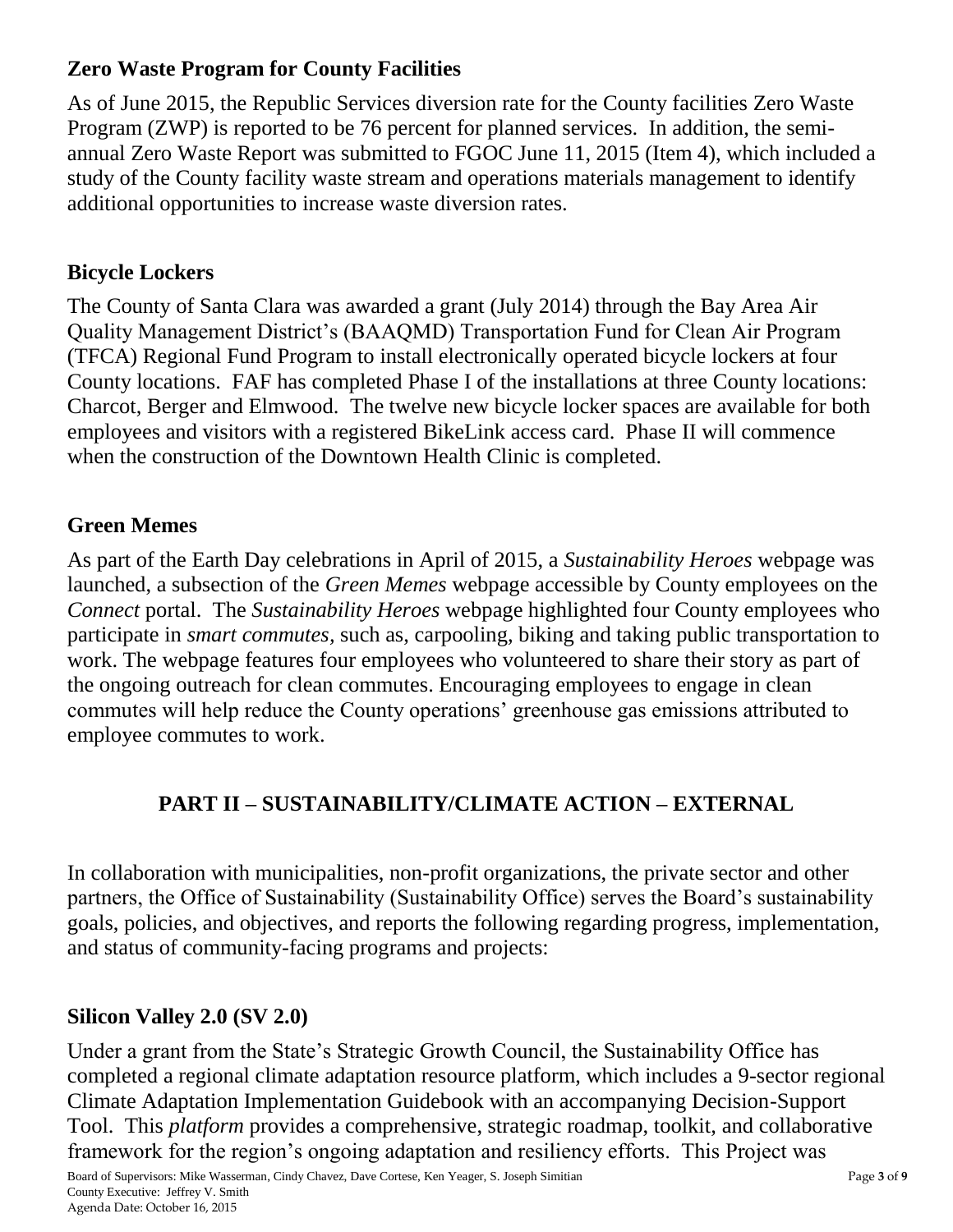## Zero Waste Program for County Facilities

As of June 2015, the Republic Services diversion rate for the County facilities Zero Waste Program (ZWP) is reported to be 76 percent for planned services. In addition, the semi-annual Zero Waste Report was submitted to FGOC June 11, 2015 (Item 4), which included a study of the County facility waste stream and operations materials management to identify additional opportunities to increase waste diversion rates.

## Bicycle Lockers

The County of Santa Clara was awarded a grant (July 2014) through the Bay Area Air Quality Management District's (BAAQMD) Transportation Fund for Clean Air Program (TFCA) Regional Fund Program to install electronically operated bicycle lockers at four County locations. FAF has completed Phase I of the installations at three County locations: Charcot, Berger and Elmwood. The twelve new bicycle locker spaces are available for both employees and visitors with a registered BikeLink access card. Phase II will commence when the construction of the Downtown Health Clinic is completed.

## Green Memes

As part of the Earth Day celebrations in April of 2015, a *Sustainability Heroes* webpage was launched, a subsection of the *Green Memes* webpage accessible by County employees on the *Connect* portal. The *Sustainability Heroes* webpage highlighted four County employees who participate in *smart commutes*, such as, carpooling, biking and taking public transportation to work. The webpage features four employees who volunteered to share their story as part of the ongoing outreach for clean commutes. Encouraging employees to engage in clean commutes will help reduce the County operations' greenhouse gas emissions attributed to employee commutes to work.

# PART II – SUSTAINABILITY/CLIMATE ACTION – EXTERNAL

In collaboration with municipalities, non-profit organizations, the private sector and other partners, the Office of Sustainability (Sustainability Office) serves the Board's sustainability goals, policies, and objectives, and reports the following regarding progress, implementation, and status of community-facing programs and projects:

## Silicon Valley 2.0 (SV 2.0)

Under a grant from the State's Strategic Growth Council, the Sustainability Office has completed a regional climate adaptation resource platform, which includes a 9-sector regional Climate Adaptation Implementation Guidebook with an accompanying Decision-Support Tool. This *platform* provides a comprehensive, strategic roadmap, toolkit, and collaborative framework for the region's ongoing adaptation and resiliency efforts. This Project was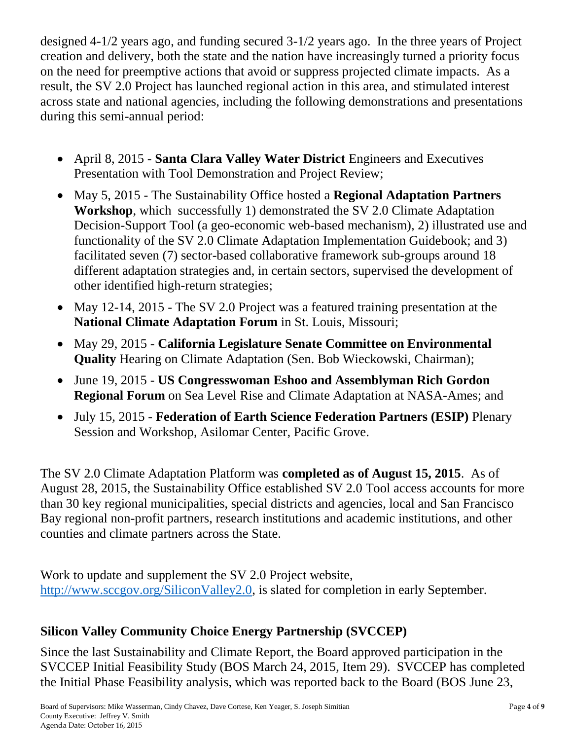designed 4-1/2 years ago, and funding secured 3-1/2 years ago. In the three years of Project creation and delivery, both the state and the nation have increasingly turned a priority focus on the need for preemptive actions that avoid or suppress projected climate impacts. As a result, the SV 2.0 Project has launched regional action in this area, and stimulated interest across state and national agencies, including the following demonstrations and presentations during this semi-annual period:

- April 8, 2015 - **Santa Clara Valley Water District** Engineers and Executives Presentation with Tool Demonstration and Project Review;
- May 5, 2015 - The Sustainability Office hosted a **Regional Adaptation Partners Workshop**, which successfully 1) demonstrated the SV 2.0 Climate Adaptation Decision-Support Tool (a geo-economic web-based mechanism), 2) illustrated use and functionality of the SV 2.0 Climate Adaptation Implementation Guidebook; and 3) facilitated seven (7) sector-based collaborative framework sub-groups around 18 different adaptation strategies and, in certain sectors, supervised the development of other identified high-return strategies;
- May 12-14, 2015 - The SV 2.0 Project was a featured training presentation at the **National Climate Adaptation Forum** in St. Louis, Missouri;
- May 29, 2015 - **California Legislature Senate Committee on Environmental Quality** Hearing on Climate Adaptation (Sen. Bob Wieckowski, Chairman);
- June 19, 2015 - **US Congresswoman Eshoo and Assemblyman Rich Gordon Regional Forum** on Sea Level Rise and Climate Adaptation at NASA-Ames; and
- July 15, 2015 - **Federation of Earth Science Federation Partners (ESIP)** Plenary Session and Workshop, Asilomar Center, Pacific Grove.

The SV 2.0 Climate Adaptation Platform was **completed as of August 15, 2015**. As of August 28, 2015, the Sustainability Office established SV 2.0 Tool access accounts for more than 30 key regional municipalities, special districts and agencies, local and San Francisco Bay regional non-profit partners, research institutions and academic institutions, and other counties and climate partners across the State.

Work to update and supplement the SV 2.0 Project website, http://www.sccgov.org/SiliconValley2.0, is slated for completion in early September.

## Silicon Valley Community Choice Energy Partnership (SVCCEP)

Since the last Sustainability and Climate Report, the Board approved participation in the SVCCEP Initial Feasibility Study (BOS March 24, 2015, Item 29). SVCCEP has completed the Initial Phase Feasibility analysis, which was reported back to the Board (BOS June 23,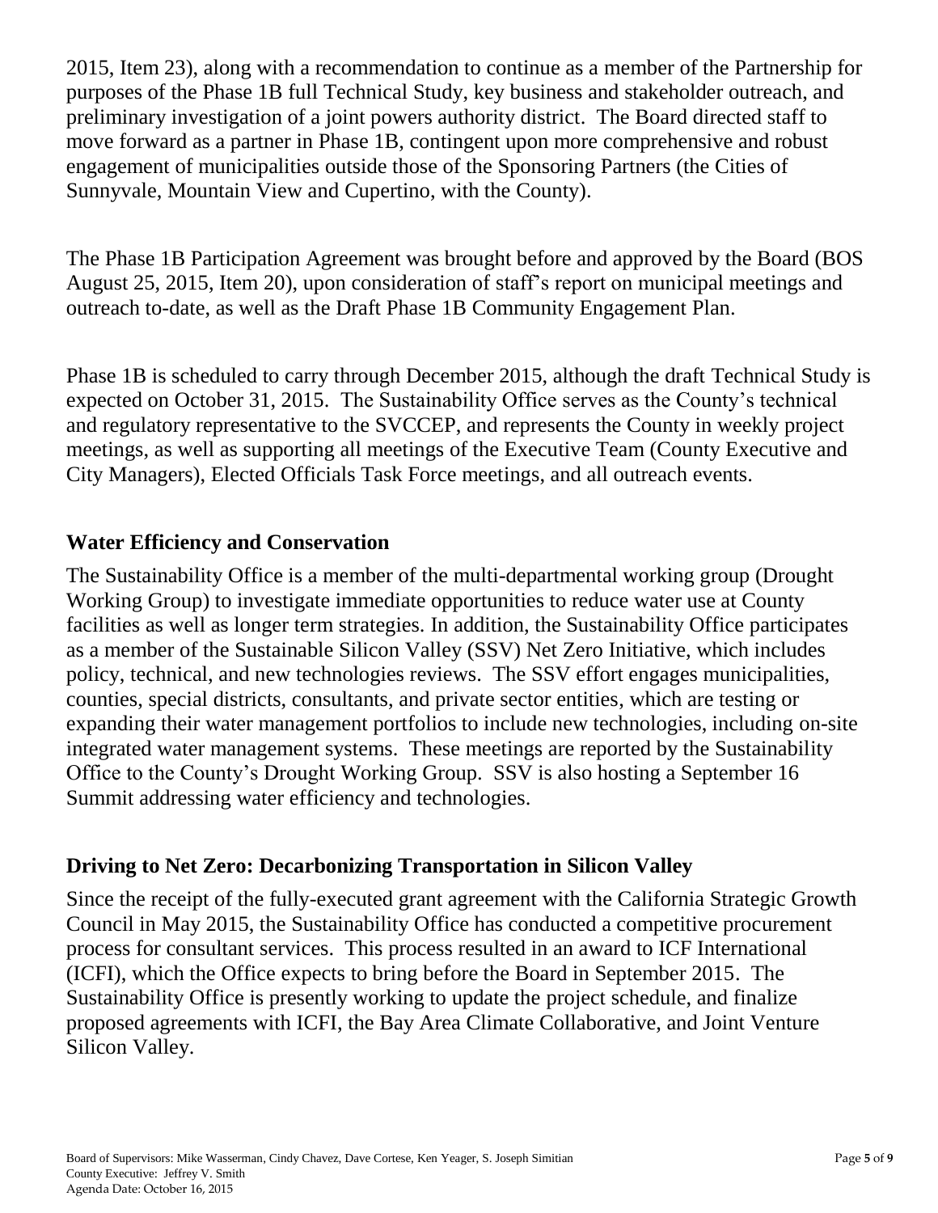2015, Item 23), along with a recommendation to continue as a member of the Partnership for purposes of the Phase 1B full Technical Study, key business and stakeholder outreach, and preliminary investigation of a joint powers authority district. The Board directed staff to move forward as a partner in Phase 1B, contingent upon more comprehensive and robust engagement of municipalities outside those of the Sponsoring Partners (the Cities of Sunnyvale, Mountain View and Cupertino, with the County).

The Phase 1B Participation Agreement was brought before and approved by the Board (BOS August 25, 2015, Item 20), upon consideration of staff's report on municipal meetings and outreach to-date, as well as the Draft Phase 1B Community Engagement Plan.

Phase 1B is scheduled to carry through December 2015, although the draft Technical Study is expected on October 31, 2015. The Sustainability Office serves as the County's technical and regulatory representative to the SVCCEP, and represents the County in weekly project meetings, as well as supporting all meetings of the Executive Team (County Executive and City Managers), Elected Officials Task Force meetings, and all outreach events.

## Water Efficiency and Conservation

The Sustainability Office is a member of the multi-departmental working group (Drought Working Group) to investigate immediate opportunities to reduce water use at County facilities as well as longer term strategies. In addition, the Sustainability Office participates as a member of the Sustainable Silicon Valley (SSV) Net Zero Initiative, which includes policy, technical, and new technologies reviews. The SSV effort engages municipalities, counties, special districts, consultants, and private sector entities, which are testing or expanding their water management portfolios to include new technologies, including on-site integrated water management systems. These meetings are reported by the Sustainability Office to the County's Drought Working Group. SSV is also hosting a September 16 Summit addressing water efficiency and technologies.

## Driving to Net Zero: Decarbonizing Transportation in Silicon Valley

Since the receipt of the fully-executed grant agreement with the California Strategic Growth Council in May 2015, the Sustainability Office has conducted a competitive procurement process for consultant services. This process resulted in an award to ICF International (ICFI), which the Office expects to bring before the Board in September 2015. The Sustainability Office is presently working to update the project schedule, and finalize proposed agreements with ICFI, the Bay Area Climate Collaborative, and Joint Venture Silicon Valley.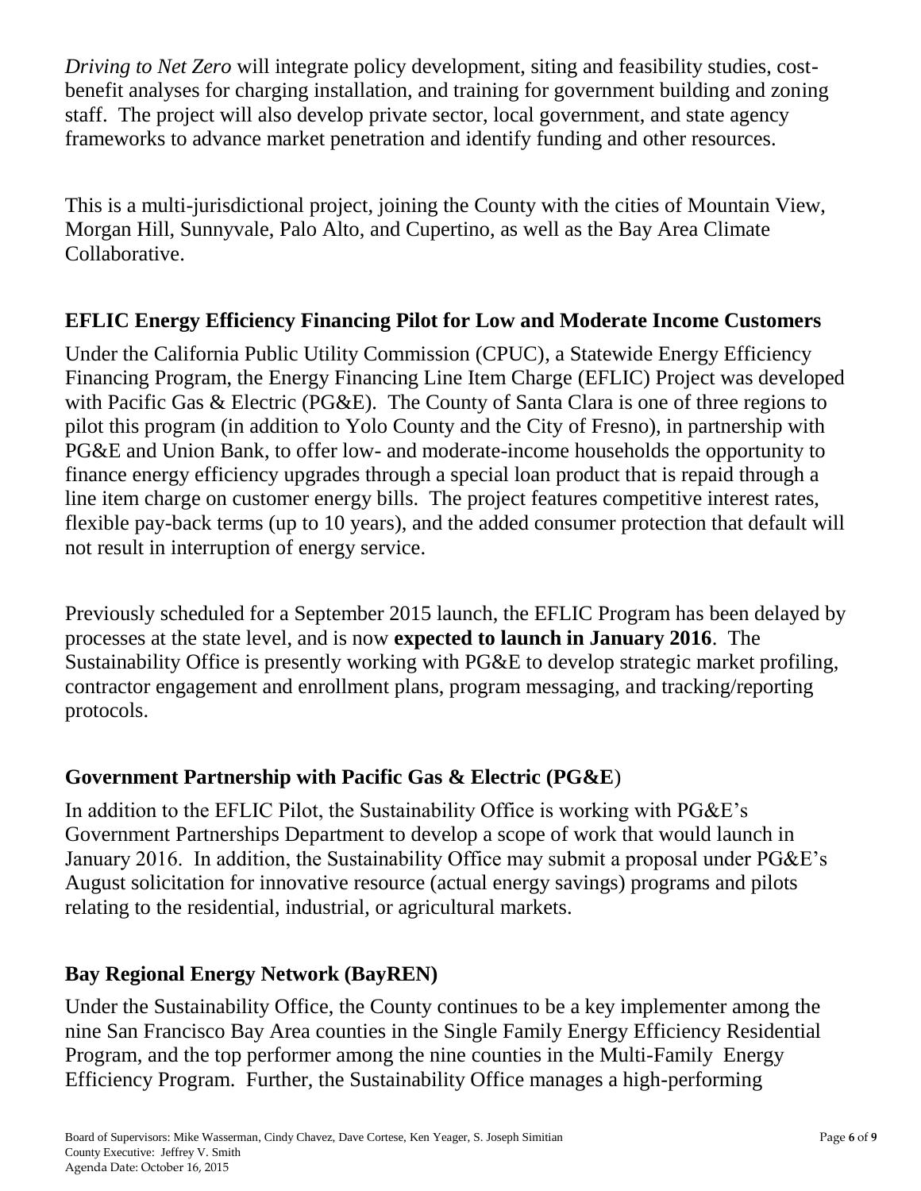*Driving to Net Zero* will integrate policy development, siting and feasibility studies, cost-benefit analyses for charging installation, and training for government building and zoning staff. The project will also develop private sector, local government, and state agency frameworks to advance market penetration and identify funding and other resources.

This is a multi-jurisdictional project, joining the County with the cities of Mountain View, Morgan Hill, Sunnyvale, Palo Alto, and Cupertino, as well as the Bay Area Climate Collaborative.

## EFLIC Energy Efficiency Financing Pilot for Low and Moderate Income Customers

Under the California Public Utility Commission (CPUC), a Statewide Energy Efficiency Financing Program, the Energy Financing Line Item Charge (EFLIC) Project was developed with Pacific Gas & Electric (PG&E). The County of Santa Clara is one of three regions to pilot this program (in addition to Yolo County and the City of Fresno), in partnership with PG&E and Union Bank, to offer low- and moderate-income households the opportunity to finance energy efficiency upgrades through a special loan product that is repaid through a line item charge on customer energy bills. The project features competitive interest rates, flexible pay-back terms (up to 10 years), and the added consumer protection that default will not result in interruption of energy service.

Previously scheduled for a September 2015 launch, the EFLIC Program has been delayed by processes at the state level, and is now **expected to launch in January 2016**. The Sustainability Office is presently working with PG&E to develop strategic market profiling, contractor engagement and enrollment plans, program messaging, and tracking/reporting protocols.

## Government Partnership with Pacific Gas & Electric (PG&E)

In addition to the EFLIC Pilot, the Sustainability Office is working with PG&E's Government Partnerships Department to develop a scope of work that would launch in January 2016. In addition, the Sustainability Office may submit a proposal under PG&E's August solicitation for innovative resource (actual energy savings) programs and pilots relating to the residential, industrial, or agricultural markets.

## Bay Regional Energy Network (BayREN)

Under the Sustainability Office, the County continues to be a key implementer among the nine San Francisco Bay Area counties in the Single Family Energy Efficiency Residential Program, and the top performer among the nine counties in the Multi-Family Energy Efficiency Program. Further, the Sustainability Office manages a high-performing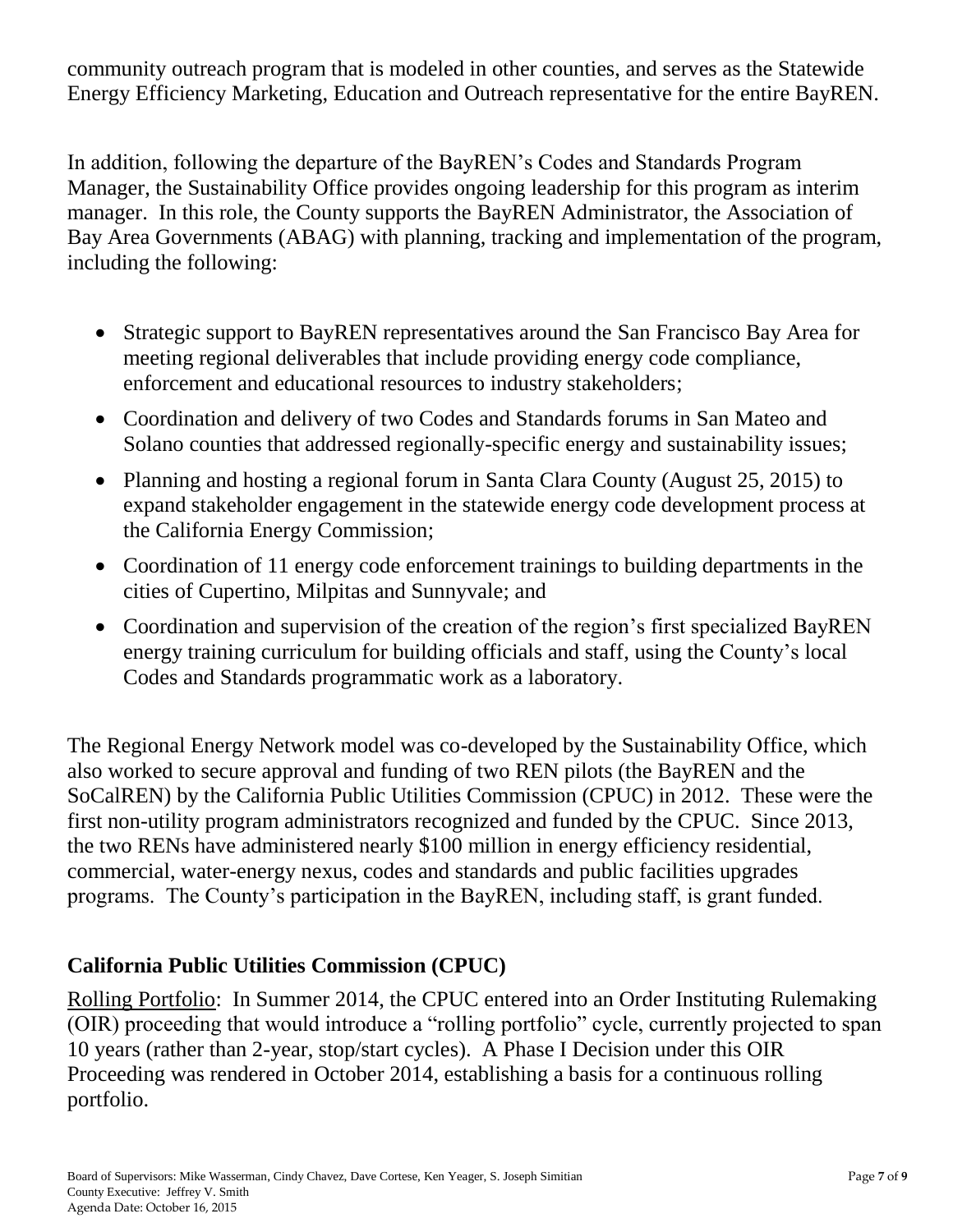community outreach program that is modeled in other counties, and serves as the Statewide Energy Efficiency Marketing, Education and Outreach representative for the entire BayREN.

In addition, following the departure of the BayREN's Codes and Standards Program Manager, the Sustainability Office provides ongoing leadership for this program as interim manager. In this role, the County supports the BayREN Administrator, the Association of Bay Area Governments (ABAG) with planning, tracking and implementation of the program, including the following:

- Strategic support to BayREN representatives around the San Francisco Bay Area for meeting regional deliverables that include providing energy code compliance, enforcement and educational resources to industry stakeholders;
- Coordination and delivery of two Codes and Standards forums in San Mateo and Solano counties that addressed regionally-specific energy and sustainability issues;
- Planning and hosting a regional forum in Santa Clara County (August 25, 2015) to expand stakeholder engagement in the statewide energy code development process at the California Energy Commission;
- Coordination of 11 energy code enforcement trainings to building departments in the cities of Cupertino, Milpitas and Sunnyvale; and
- Coordination and supervision of the creation of the region's first specialized BayREN energy training curriculum for building officials and staff, using the County's local Codes and Standards programmatic work as a laboratory.

The Regional Energy Network model was co-developed by the Sustainability Office, which also worked to secure approval and funding of two REN pilots (the BayREN and the SoCalREN) by the California Public Utilities Commission (CPUC) in 2012. These were the first non-utility program administrators recognized and funded by the CPUC. Since 2013, the two RENs have administered nearly \$100 million in energy efficiency residential, commercial, water-energy nexus, codes and standards and public facilities upgrades programs. The County's participation in the BayREN, including staff, is grant funded.

## California Public Utilities Commission (CPUC)

Rolling Portfolio: In Summer 2014, the CPUC entered into an Order Instituting Rulemaking (OIR) proceeding that would introduce a "rolling portfolio" cycle, currently projected to span 10 years (rather than 2-year, stop/start cycles). A Phase I Decision under this OIR Proceeding was rendered in October 2014, establishing a basis for a continuous rolling portfolio.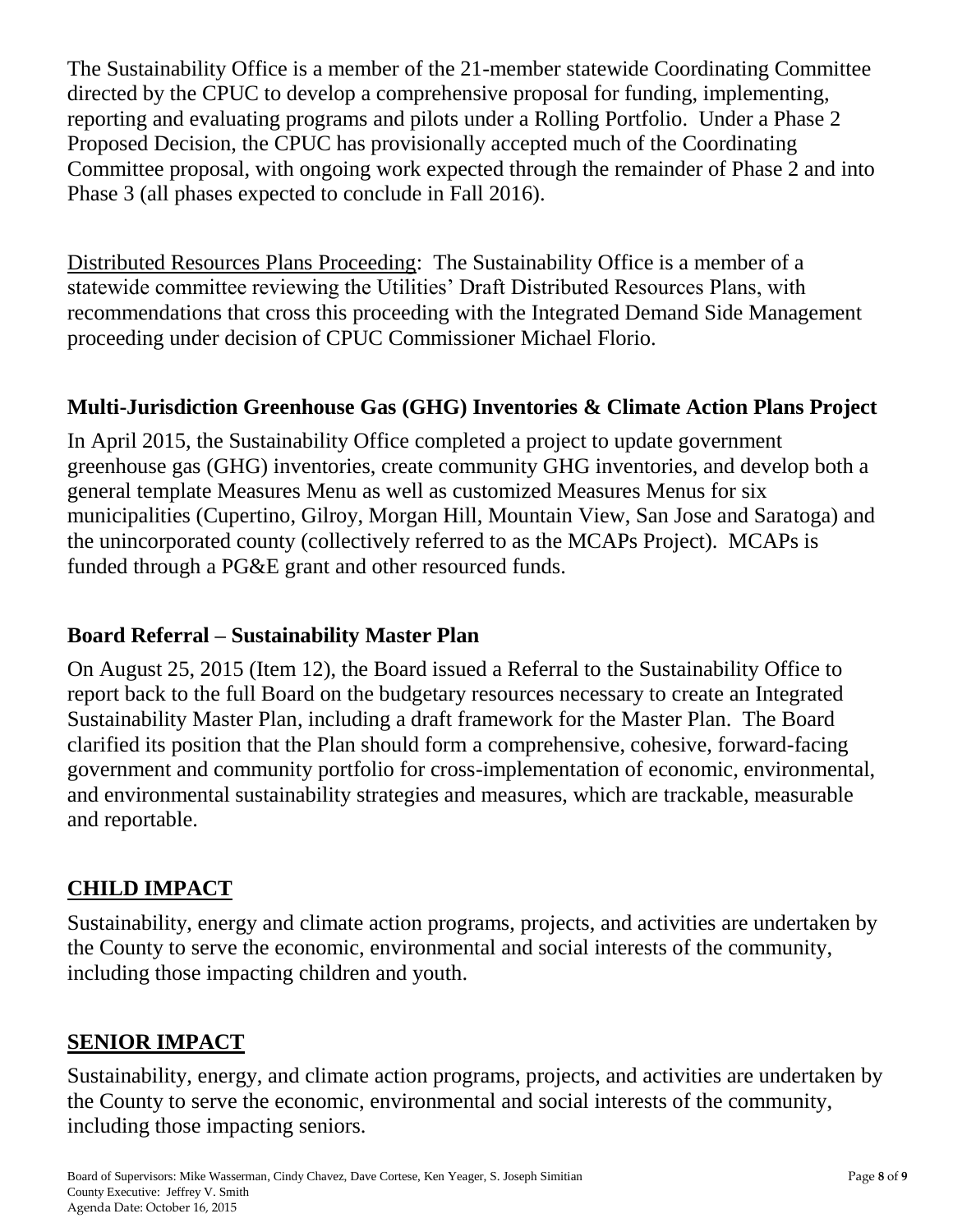The Sustainability Office is a member of the 21-member statewide Coordinating Committee directed by the CPUC to develop a comprehensive proposal for funding, implementing, reporting and evaluating programs and pilots under a Rolling Portfolio. Under a Phase 2 Proposed Decision, the CPUC has provisionally accepted much of the Coordinating Committee proposal, with ongoing work expected through the remainder of Phase 2 and into Phase 3 (all phases expected to conclude in Fall 2016).

Distributed Resources Plans Proceeding: The Sustainability Office is a member of a statewide committee reviewing the Utilities' Draft Distributed Resources Plans, with recommendations that cross this proceeding with the Integrated Demand Side Management proceeding under decision of CPUC Commissioner Michael Florio.

### Multi-Jurisdiction Greenhouse Gas (GHG) Inventories & Climate Action Plans Project

In April 2015, the Sustainability Office completed a project to update government greenhouse gas (GHG) inventories, create community GHG inventories, and develop both a general template Measures Menu as well as customized Measures Menus for six municipalities (Cupertino, Gilroy, Morgan Hill, Mountain View, San Jose and Saratoga) and the unincorporated county (collectively referred to as the MCAPs Project). MCAPs is funded through a PG&E grant and other resourced funds.

### Board Referral – Sustainability Master Plan

On August 25, 2015 (Item 12), the Board issued a Referral to the Sustainability Office to report back to the full Board on the budgetary resources necessary to create an Integrated Sustainability Master Plan, including a draft framework for the Master Plan. The Board clarified its position that the Plan should form a comprehensive, cohesive, forward-facing government and community portfolio for cross-implementation of economic, environmental, and environmental sustainability strategies and measures, which are trackable, measurable and reportable.

## CHILD IMPACT

Sustainability, energy and climate action programs, projects, and activities are undertaken by the County to serve the economic, environmental and social interests of the community, including those impacting children and youth.

## SENIOR IMPACT

Sustainability, energy, and climate action programs, projects, and activities are undertaken by the County to serve the economic, environmental and social interests of the community, including those impacting seniors.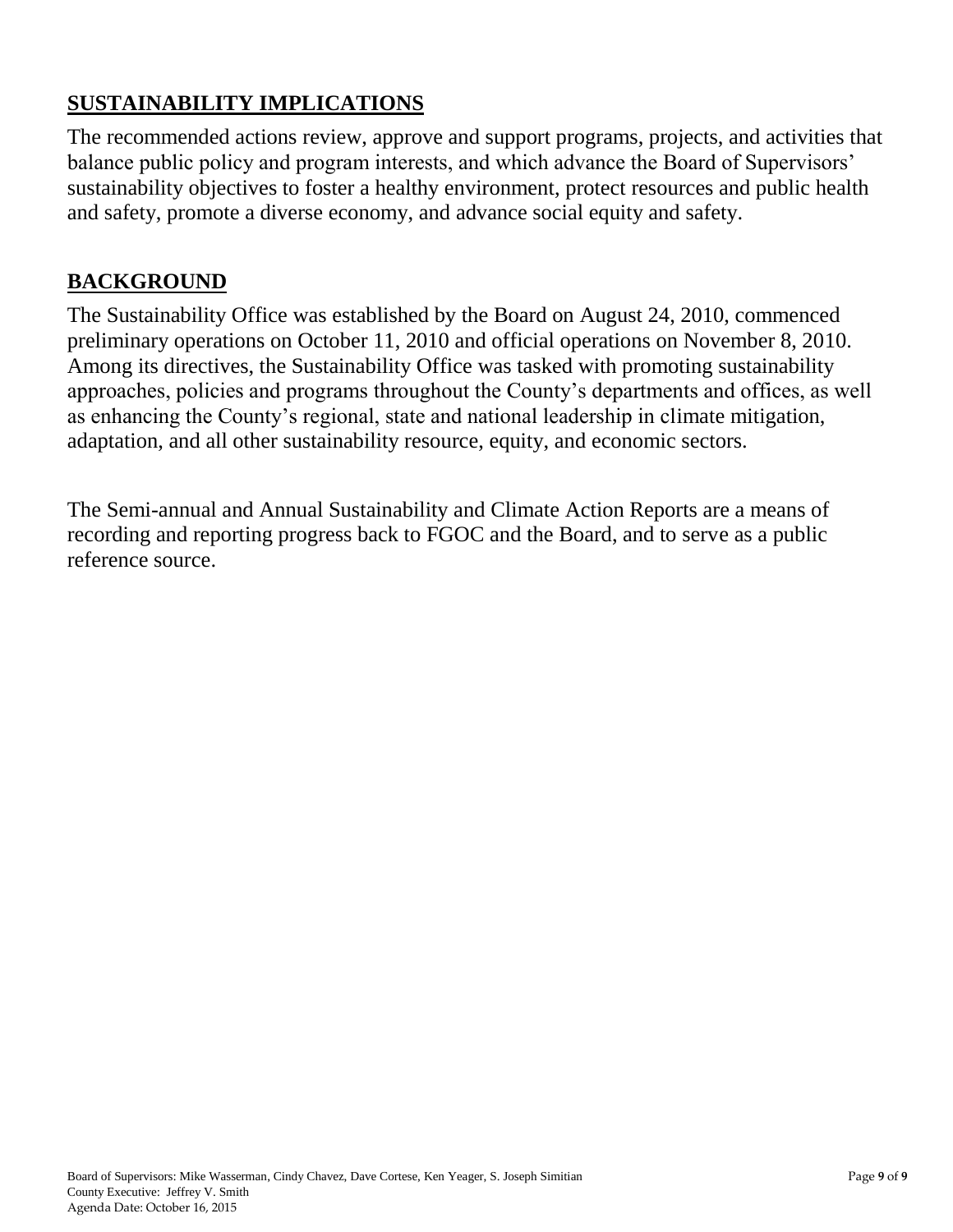## SUSTAINABILITY IMPLICATIONS

The recommended actions review, approve and support programs, projects, and activities that balance public policy and program interests, and which advance the Board of Supervisors' sustainability objectives to foster a healthy environment, protect resources and public health and safety, promote a diverse economy, and advance social equity and safety.

## BACKGROUND

The Sustainability Office was established by the Board on August 24, 2010, commenced preliminary operations on October 11, 2010 and official operations on November 8, 2010. Among its directives, the Sustainability Office was tasked with promoting sustainability approaches, policies and programs throughout the County's departments and offices, as well as enhancing the County's regional, state and national leadership in climate mitigation, adaptation, and all other sustainability resource, equity, and economic sectors.

The Semi-annual and Annual Sustainability and Climate Action Reports are a means of recording and reporting progress back to FGOC and the Board, and to serve as a public reference source.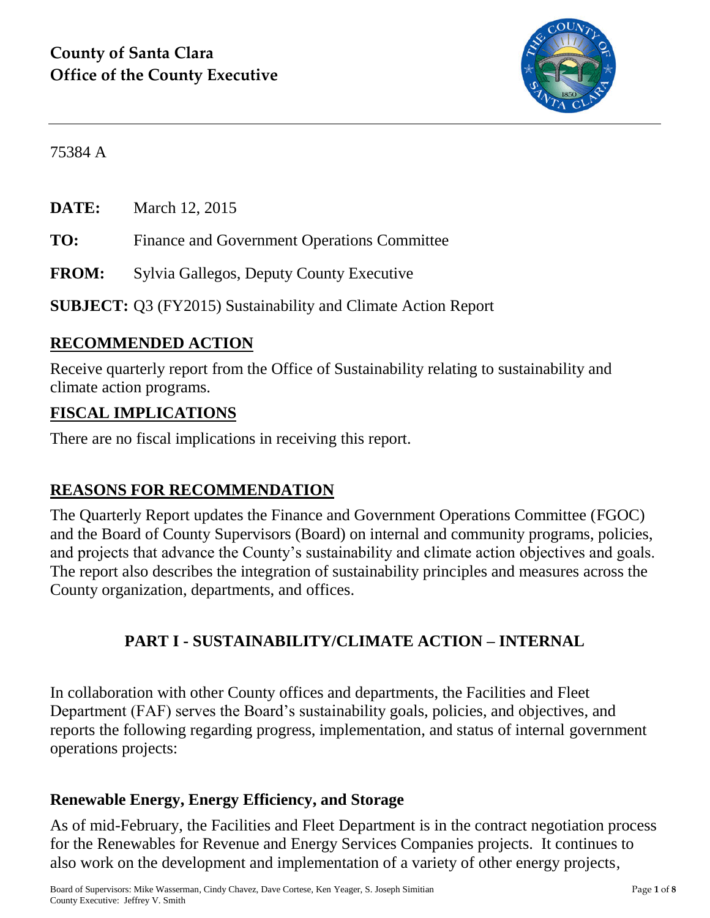**County of Santa Clara**
**Office of the County Executive**

75384 A

**DATE:** March 12, 2015

**TO:** Finance and Government Operations Committee

**FROM:** Sylvia Gallegos, Deputy County Executive

**SUBJECT:** Q3 (FY2015) Sustainability and Climate Action Report

## RECOMMENDED ACTION

Receive quarterly report from the Office of Sustainability relating to sustainability and climate action programs.

## FISCAL IMPLICATIONS

There are no fiscal implications in receiving this report.

## REASONS FOR RECOMMENDATION

The Quarterly Report updates the Finance and Government Operations Committee (FGOC) and the Board of County Supervisors (Board) on internal and community programs, policies, and projects that advance the County's sustainability and climate action objectives and goals. The report also describes the integration of sustainability principles and measures across the County organization, departments, and offices.

## PART I - SUSTAINABILITY/CLIMATE ACTION – INTERNAL

In collaboration with other County offices and departments, the Facilities and Fleet Department (FAF) serves the Board's sustainability goals, policies, and objectives, and reports the following regarding progress, implementation, and status of internal government operations projects:

### Renewable Energy, Energy Efficiency, and Storage

As of mid-February, the Facilities and Fleet Department is in the contract negotiation process for the Renewables for Revenue and Energy Services Companies projects. It continues to also work on the development and implementation of a variety of other energy projects,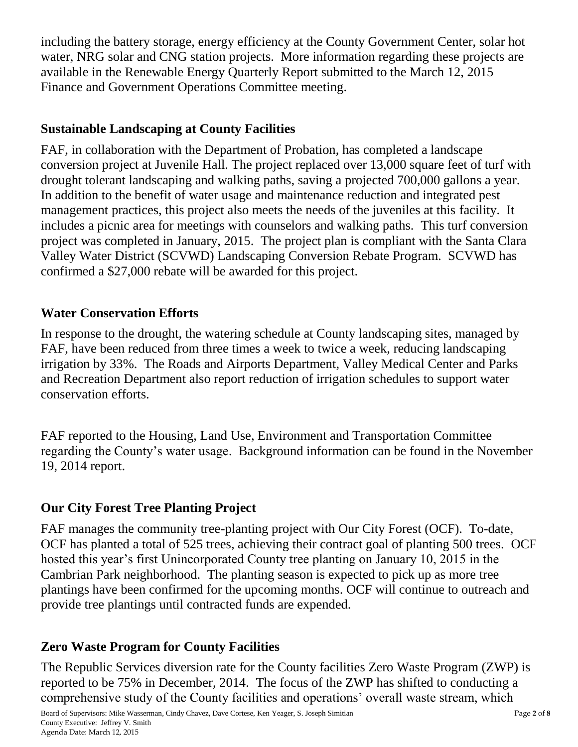including the battery storage, energy efficiency at the County Government Center, solar hot water, NRG solar and CNG station projects. More information regarding these projects are available in the Renewable Energy Quarterly Report submitted to the March 12, 2015 Finance and Government Operations Committee meeting.

## Sustainable Landscaping at County Facilities

FAF, in collaboration with the Department of Probation, has completed a landscape conversion project at Juvenile Hall. The project replaced over 13,000 square feet of turf with drought tolerant landscaping and walking paths, saving a projected 700,000 gallons a year. In addition to the benefit of water usage and maintenance reduction and integrated pest management practices, this project also meets the needs of the juveniles at this facility. It includes a picnic area for meetings with counselors and walking paths. This turf conversion project was completed in January, 2015. The project plan is compliant with the Santa Clara Valley Water District (SCVWD) Landscaping Conversion Rebate Program. SCVWD has confirmed a $27,000 rebate will be awarded for this project.

## Water Conservation Efforts

In response to the drought, the watering schedule at County landscaping sites, managed by FAF, have been reduced from three times a week to twice a week, reducing landscaping irrigation by 33%. The Roads and Airports Department, Valley Medical Center and Parks and Recreation Department also report reduction of irrigation schedules to support water conservation efforts.

FAF reported to the Housing, Land Use, Environment and Transportation Committee regarding the County's water usage. Background information can be found in the November 19, 2014 report.

## Our City Forest Tree Planting Project

FAF manages the community tree-planting project with Our City Forest (OCF). To-date, OCF has planted a total of 525 trees, achieving their contract goal of planting 500 trees. OCF hosted this year's first Unincorporated County tree planting on January 10, 2015 in the Cambrian Park neighborhood. The planting season is expected to pick up as more tree plantings have been confirmed for the upcoming months. OCF will continue to outreach and provide tree plantings until contracted funds are expended.

## Zero Waste Program for County Facilities

The Republic Services diversion rate for the County facilities Zero Waste Program (ZWP) is reported to be 75% in December, 2014. The focus of the ZWP has shifted to conducting a comprehensive study of the County facilities and operations' overall waste stream, which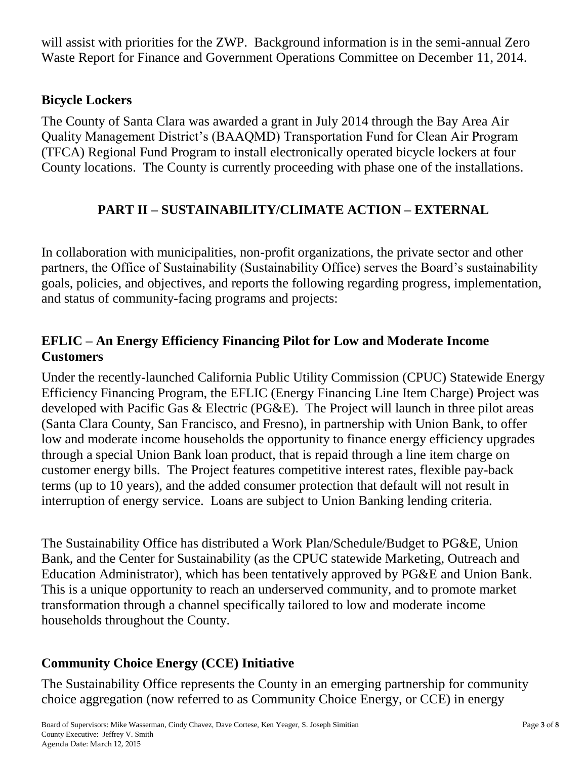will assist with priorities for the ZWP. Background information is in the semi-annual Zero Waste Report for Finance and Government Operations Committee on December 11, 2014.

## Bicycle Lockers

The County of Santa Clara was awarded a grant in July 2014 through the Bay Area Air Quality Management District's (BAAQMD) Transportation Fund for Clean Air Program (TFCA) Regional Fund Program to install electronically operated bicycle lockers at four County locations. The County is currently proceeding with phase one of the installations.

# PART II – SUSTAINABILITY/CLIMATE ACTION – EXTERNAL

In collaboration with municipalities, non-profit organizations, the private sector and other partners, the Office of Sustainability (Sustainability Office) serves the Board's sustainability goals, policies, and objectives, and reports the following regarding progress, implementation, and status of community-facing programs and projects:

## EFLIC – An Energy Efficiency Financing Pilot for Low and Moderate Income Customers

Under the recently-launched California Public Utility Commission (CPUC) Statewide Energy Efficiency Financing Program, the EFLIC (Energy Financing Line Item Charge) Project was developed with Pacific Gas & Electric (PG&E). The Project will launch in three pilot areas (Santa Clara County, San Francisco, and Fresno), in partnership with Union Bank, to offer low and moderate income households the opportunity to finance energy efficiency upgrades through a special Union Bank loan product, that is repaid through a line item charge on customer energy bills. The Project features competitive interest rates, flexible pay-back terms (up to 10 years), and the added consumer protection that default will not result in interruption of energy service. Loans are subject to Union Banking lending criteria.

The Sustainability Office has distributed a Work Plan/Schedule/Budget to PG&E, Union Bank, and the Center for Sustainability (as the CPUC statewide Marketing, Outreach and Education Administrator), which has been tentatively approved by PG&E and Union Bank. This is a unique opportunity to reach an underserved community, and to promote market transformation through a channel specifically tailored to low and moderate income households throughout the County.

## Community Choice Energy (CCE) Initiative

The Sustainability Office represents the County in an emerging partnership for community choice aggregation (now referred to as Community Choice Energy, or CCE) in energy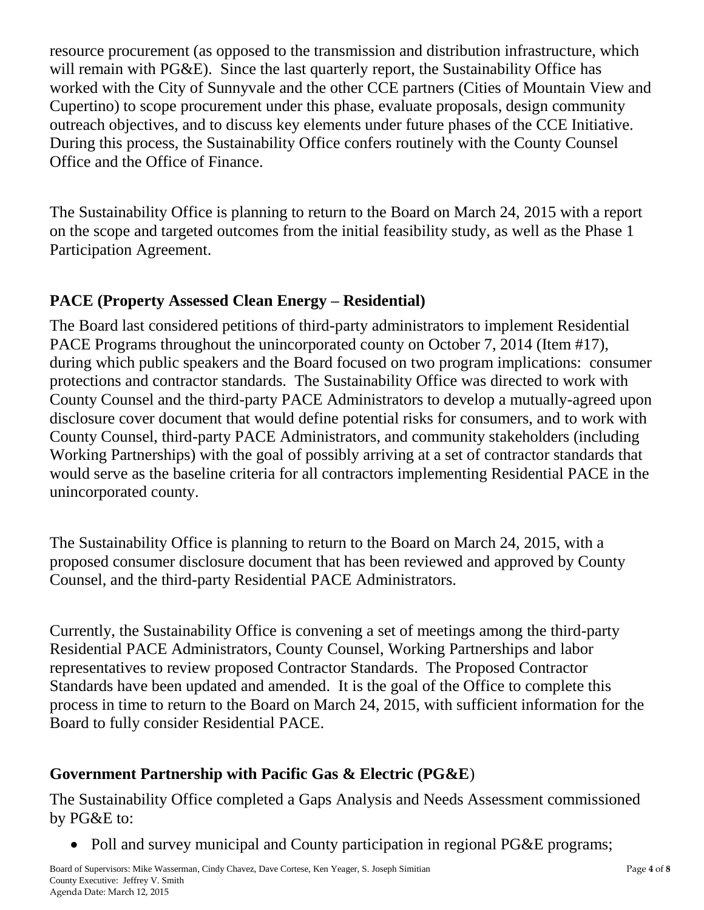resource procurement (as opposed to the transmission and distribution infrastructure, which will remain with PG&E). Since the last quarterly report, the Sustainability Office has worked with the City of Sunnyvale and the other CCE partners (Cities of Mountain View and Cupertino) to scope procurement under this phase, evaluate proposals, design community outreach objectives, and to discuss key elements under future phases of the CCE Initiative. During this process, the Sustainability Office confers routinely with the County Counsel Office and the Office of Finance.

The Sustainability Office is planning to return to the Board on March 24, 2015 with a report on the scope and targeted outcomes from the initial feasibility study, as well as the Phase 1 Participation Agreement.

## PACE (Property Assessed Clean Energy – Residential)

The Board last considered petitions of third-party administrators to implement Residential PACE Programs throughout the unincorporated county on October 7, 2014 (Item #17), during which public speakers and the Board focused on two program implications: consumer protections and contractor standards. The Sustainability Office was directed to work with County Counsel and the third-party PACE Administrators to develop a mutually-agreed upon disclosure cover document that would define potential risks for consumers, and to work with County Counsel, third-party PACE Administrators, and community stakeholders (including Working Partnerships) with the goal of possibly arriving at a set of contractor standards that would serve as the baseline criteria for all contractors implementing Residential PACE in the unincorporated county.

The Sustainability Office is planning to return to the Board on March 24, 2015, with a proposed consumer disclosure document that has been reviewed and approved by County Counsel, and the third-party Residential PACE Administrators.

Currently, the Sustainability Office is convening a set of meetings among the third-party Residential PACE Administrators, County Counsel, Working Partnerships and labor representatives to review proposed Contractor Standards. The Proposed Contractor Standards have been updated and amended. It is the goal of the Office to complete this process in time to return to the Board on March 24, 2015, with sufficient information for the Board to fully consider Residential PACE.

## Government Partnership with Pacific Gas & Electric (PG&E)

The Sustainability Office completed a Gaps Analysis and Needs Assessment commissioned by PG&E to:

- Poll and survey municipal and County participation in regional PG&E programs;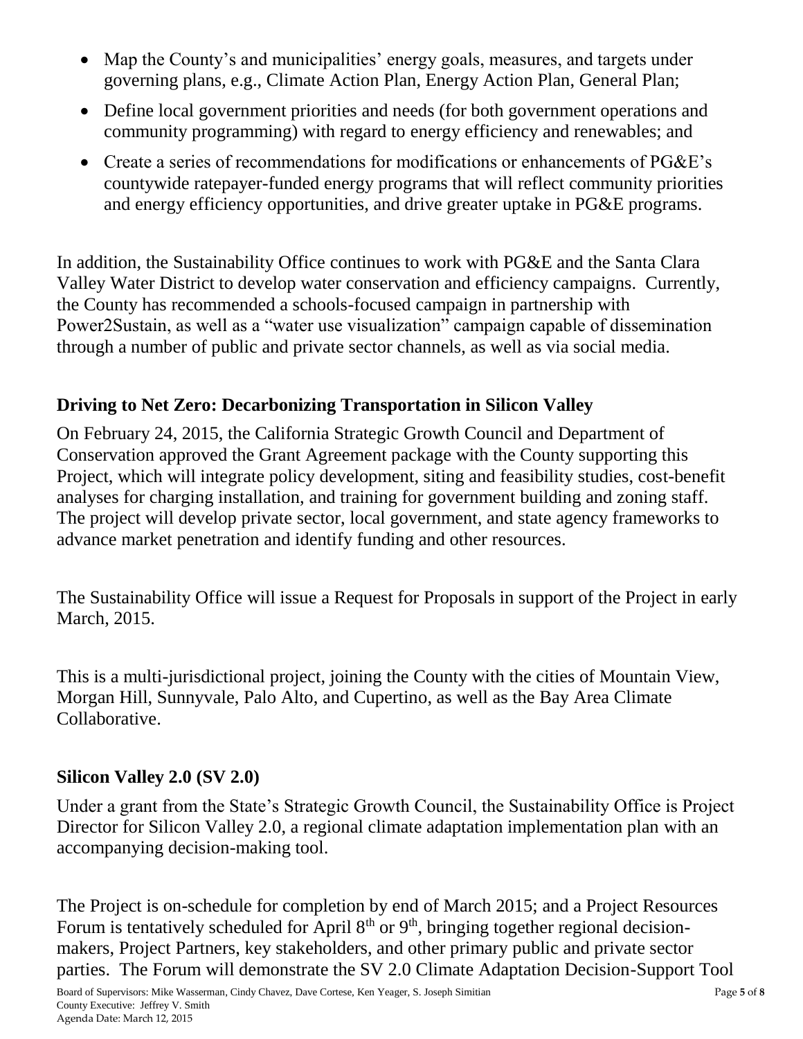- Map the County's and municipalities' energy goals, measures, and targets under governing plans, e.g., Climate Action Plan, Energy Action Plan, General Plan;
- Define local government priorities and needs (for both government operations and community programming) with regard to energy efficiency and renewables; and
- Create a series of recommendations for modifications or enhancements of PG&E's countywide ratepayer-funded energy programs that will reflect community priorities and energy efficiency opportunities, and drive greater uptake in PG&E programs.

In addition, the Sustainability Office continues to work with PG&E and the Santa Clara Valley Water District to develop water conservation and efficiency campaigns. Currently, the County has recommended a schools-focused campaign in partnership with Power2Sustain, as well as a "water use visualization" campaign capable of dissemination through a number of public and private sector channels, as well as via social media.

**Driving to Net Zero: Decarbonizing Transportation in Silicon Valley**

On February 24, 2015, the California Strategic Growth Council and Department of Conservation approved the Grant Agreement package with the County supporting this Project, which will integrate policy development, siting and feasibility studies, cost-benefit analyses for charging installation, and training for government building and zoning staff. The project will develop private sector, local government, and state agency frameworks to advance market penetration and identify funding and other resources.

The Sustainability Office will issue a Request for Proposals in support of the Project in early March, 2015.

This is a multi-jurisdictional project, joining the County with the cities of Mountain View, Morgan Hill, Sunnyvale, Palo Alto, and Cupertino, as well as the Bay Area Climate Collaborative.

**Silicon Valley 2.0 (SV 2.0)**

Under a grant from the State's Strategic Growth Council, the Sustainability Office is Project Director for Silicon Valley 2.0, a regional climate adaptation implementation plan with an accompanying decision-making tool.

The Project is on-schedule for completion by end of March 2015; and a Project Resources Forum is tentatively scheduled for April 8th or 9th, bringing together regional decision-makers, Project Partners, key stakeholders, and other primary public and private sector parties. The Forum will demonstrate the SV 2.0 Climate Adaptation Decision-Support Tool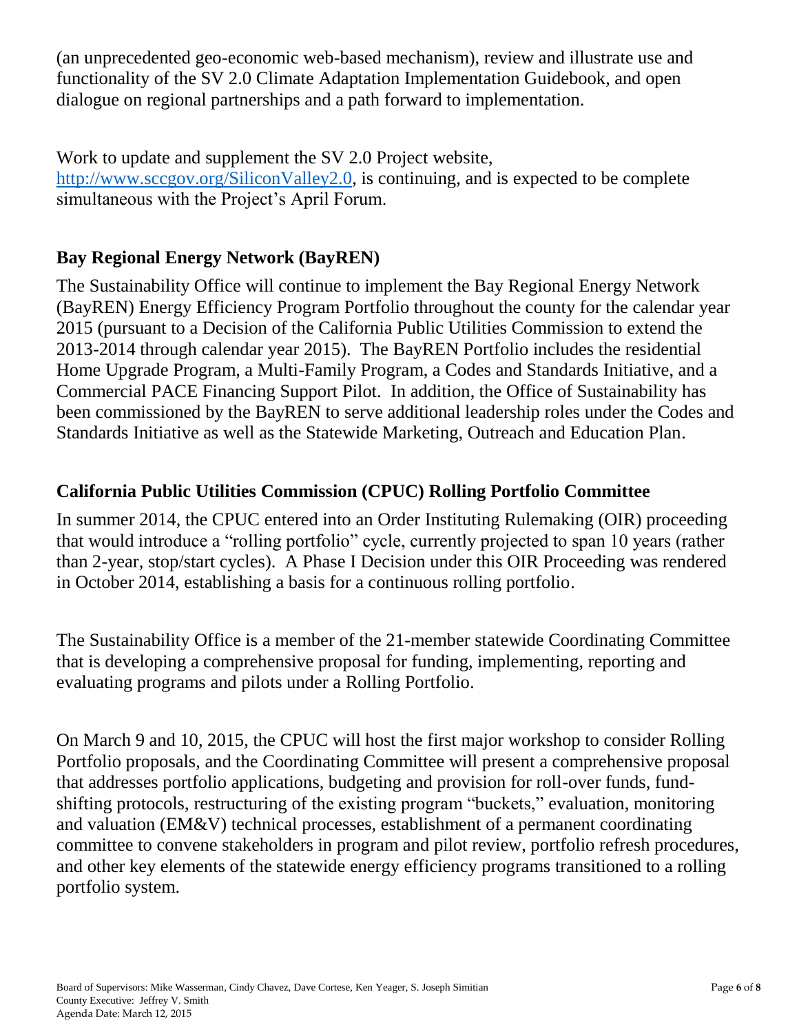(an unprecedented geo-economic web-based mechanism), review and illustrate use and functionality of the SV 2.0 Climate Adaptation Implementation Guidebook, and open dialogue on regional partnerships and a path forward to implementation.

Work to update and supplement the SV 2.0 Project website, http://www.sccgov.org/SiliconValley2.0, is continuing, and is expected to be complete simultaneous with the Project's April Forum.

## Bay Regional Energy Network (BayREN)

The Sustainability Office will continue to implement the Bay Regional Energy Network (BayREN) Energy Efficiency Program Portfolio throughout the county for the calendar year 2015 (pursuant to a Decision of the California Public Utilities Commission to extend the 2013-2014 through calendar year 2015). The BayREN Portfolio includes the residential Home Upgrade Program, a Multi-Family Program, a Codes and Standards Initiative, and a Commercial PACE Financing Support Pilot. In addition, the Office of Sustainability has been commissioned by the BayREN to serve additional leadership roles under the Codes and Standards Initiative as well as the Statewide Marketing, Outreach and Education Plan.

## California Public Utilities Commission (CPUC) Rolling Portfolio Committee

In summer 2014, the CPUC entered into an Order Instituting Rulemaking (OIR) proceeding that would introduce a "rolling portfolio" cycle, currently projected to span 10 years (rather than 2-year, stop/start cycles). A Phase I Decision under this OIR Proceeding was rendered in October 2014, establishing a basis for a continuous rolling portfolio.

The Sustainability Office is a member of the 21-member statewide Coordinating Committee that is developing a comprehensive proposal for funding, implementing, reporting and evaluating programs and pilots under a Rolling Portfolio.

On March 9 and 10, 2015, the CPUC will host the first major workshop to consider Rolling Portfolio proposals, and the Coordinating Committee will present a comprehensive proposal that addresses portfolio applications, budgeting and provision for roll-over funds, fund-shifting protocols, restructuring of the existing program "buckets," evaluation, monitoring and valuation (EM&V) technical processes, establishment of a permanent coordinating committee to convene stakeholders in program and pilot review, portfolio refresh procedures, and other key elements of the statewide energy efficiency programs transitioned to a rolling portfolio system.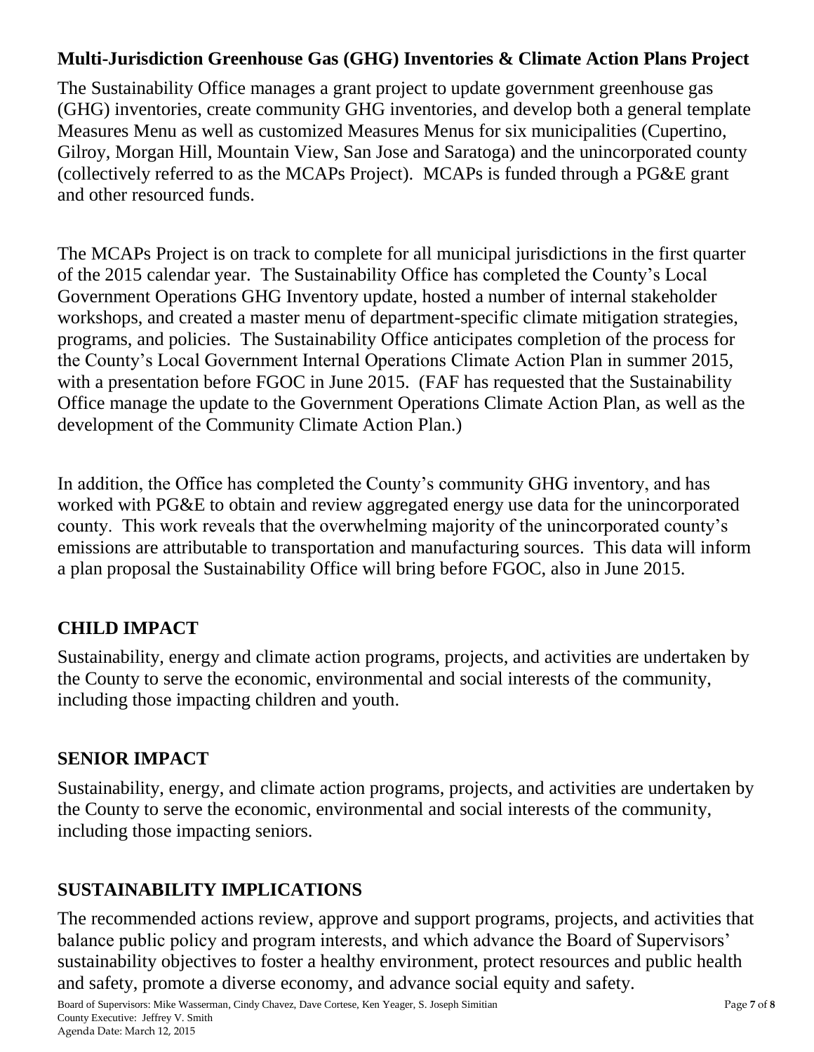**Multi-Jurisdiction Greenhouse Gas (GHG) Inventories & Climate Action Plans Project**

The Sustainability Office manages a grant project to update government greenhouse gas (GHG) inventories, create community GHG inventories, and develop both a general template Measures Menu as well as customized Measures Menus for six municipalities (Cupertino, Gilroy, Morgan Hill, Mountain View, San Jose and Saratoga) and the unincorporated county (collectively referred to as the MCAPs Project). MCAPs is funded through a PG&E grant and other resourced funds.

The MCAPs Project is on track to complete for all municipal jurisdictions in the first quarter of the 2015 calendar year. The Sustainability Office has completed the County's Local Government Operations GHG Inventory update, hosted a number of internal stakeholder workshops, and created a master menu of department-specific climate mitigation strategies, programs, and policies. The Sustainability Office anticipates completion of the process for the County's Local Government Internal Operations Climate Action Plan in summer 2015, with a presentation before FGOC in June 2015. (FAF has requested that the Sustainability Office manage the update to the Government Operations Climate Action Plan, as well as the development of the Community Climate Action Plan.)

In addition, the Office has completed the County's community GHG inventory, and has worked with PG&E to obtain and review aggregated energy use data for the unincorporated county. This work reveals that the overwhelming majority of the unincorporated county's emissions are attributable to transportation and manufacturing sources. This data will inform a plan proposal the Sustainability Office will bring before FGOC, also in June 2015.

## CHILD IMPACT

Sustainability, energy and climate action programs, projects, and activities are undertaken by the County to serve the economic, environmental and social interests of the community, including those impacting children and youth.

## SENIOR IMPACT

Sustainability, energy, and climate action programs, projects, and activities are undertaken by the County to serve the economic, environmental and social interests of the community, including those impacting seniors.

## SUSTAINABILITY IMPLICATIONS

The recommended actions review, approve and support programs, projects, and activities that balance public policy and program interests, and which advance the Board of Supervisors' sustainability objectives to foster a healthy environment, protect resources and public health and safety, promote a diverse economy, and advance social equity and safety.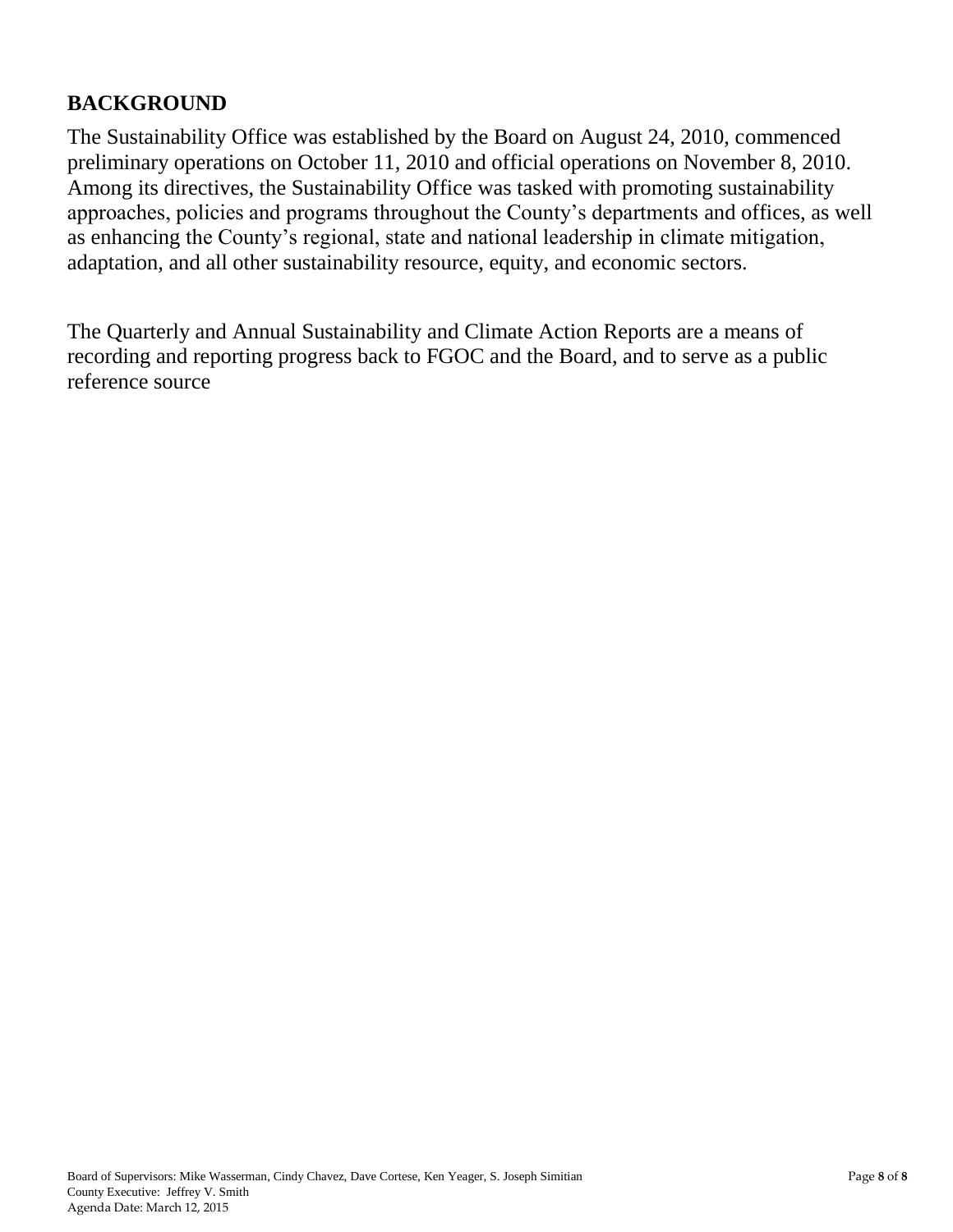## BACKGROUND

The Sustainability Office was established by the Board on August 24, 2010, commenced preliminary operations on October 11, 2010 and official operations on November 8, 2010. Among its directives, the Sustainability Office was tasked with promoting sustainability approaches, policies and programs throughout the County's departments and offices, as well as enhancing the County's regional, state and national leadership in climate mitigation, adaptation, and all other sustainability resource, equity, and economic sectors.

The Quarterly and Annual Sustainability and Climate Action Reports are a means of recording and reporting progress back to FGOC and the Board, and to serve as a public reference source